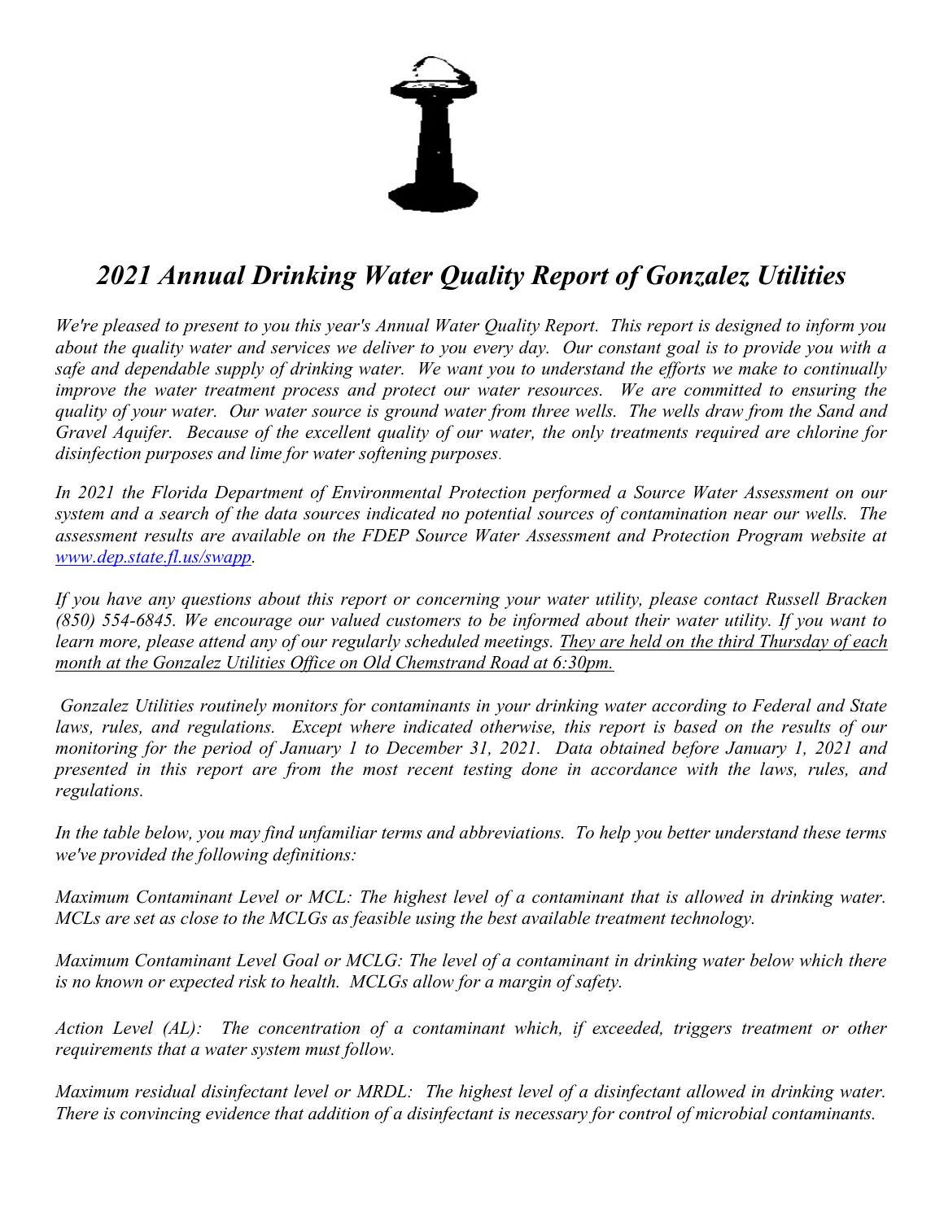# *2021 Annual Drinking Water Quality Report of Gonzalez Utilities*

*We're pleased to present to you this year's Annual Water Quality Report. This report is designed to inform you about the quality water and services we deliver to you every day. Our constant goal is to provide you with a safe and dependable supply of drinking water. We want you to understand the efforts we make to continually improve the water treatment process and protect our water resources. We are committed to ensuring the quality of your water. Our water source is ground water from three wells. The wells draw from the Sand and Gravel Aquifer. Because of the excellent quality of our water, the only treatments required are chlorine for disinfection purposes and lime for water softening purposes.*

*In 2021 the Florida Department of Environmental Protection performed a Source Water Assessment on our system and a search of the data sources indicated no potential sources of contamination near our wells. The assessment results are available on the FDEP Source Water Assessment and Protection Program website at [www.dep.state.fl.us/swapp](www.dep.state.fl.us/swapp).*

*If you have any questions about this report or concerning your water utility, please contact Russell Bracken (850) 554-6845. We encourage our valued customers to be informed about their water utility. If you want to learn more, please attend any of our regularly scheduled meetings. They are held on the third Thursday of each month at the Gonzalez Utilities Office on Old Chemstrand Road at 6:30pm.*

*Gonzalez Utilities routinely monitors for contaminants in your drinking water according to Federal and State laws, rules, and regulations. Except where indicated otherwise, this report is based on the results of our monitoring for the period of January 1 to December 31, 2021. Data obtained before January 1, 2021 and presented in this report are from the most recent testing done in accordance with the laws, rules, and regulations.*

*In the table below, you may find unfamiliar terms and abbreviations. To help you better understand these terms we've provided the following definitions:*

*Maximum Contaminant Level or MCL: The highest level of a contaminant that is allowed in drinking water. MCLs are set as close to the MCLGs as feasible using the best available treatment technology.*

*Maximum Contaminant Level Goal or MCLG: The level of a contaminant in drinking water below which there is no known or expected risk to health. MCLGs allow for a margin of safety.*

*Action Level (AL): The concentration of a contaminant which, if exceeded, triggers treatment or other requirements that a water system must follow.*

*Maximum residual disinfectant level or MRDL: The highest level of a disinfectant allowed in drinking water. There is convincing evidence that addition of a disinfectant is necessary for control of microbial contaminants.*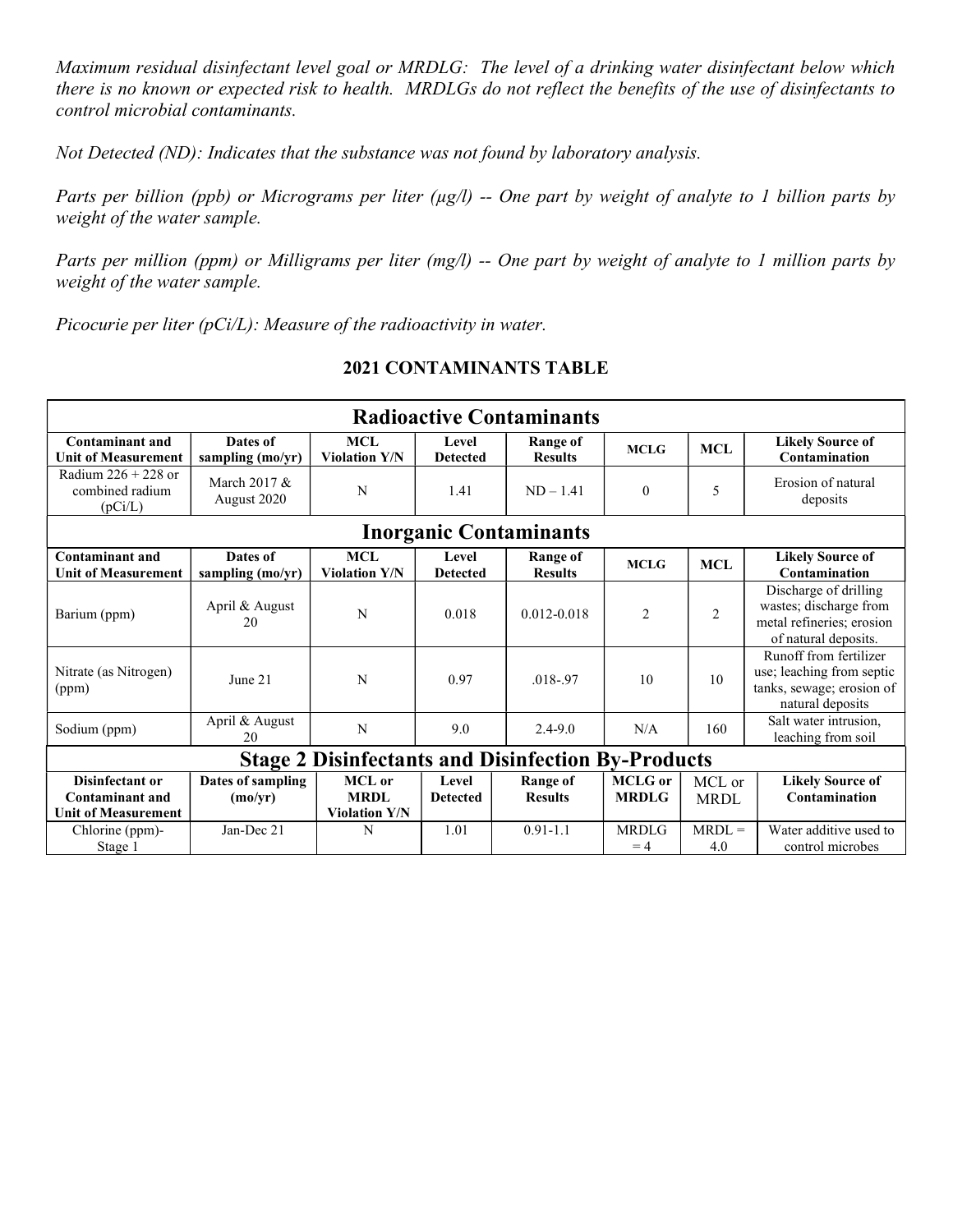*Maximum residual disinfectant level goal or MRDLG: The level of a drinking water disinfectant below which there is no known or expected risk to health. MRDLGs do not reflect the benefits of the use of disinfectants to control microbial contaminants.*

*Not Detected (ND): Indicates that the substance was not found by laboratory analysis.*

*Parts per billion (ppb) or Micrograms per liter (µg/l) -- One part by weight of analyte to 1 billion parts by weight of the water sample.*

*Parts per million (ppm) or Milligrams per liter (mg/l) -- One part by weight of analyte to 1 million parts by weight of the water sample.*

*Picocurie per liter (pCi/L): Measure of the radioactivity in water.*

## 2021 CONTAMINANTS TABLE

| **Radioactive Contaminants** | | | | | | | |
|---|---|---|---|---|---|---|---|
| **Contaminant and Unit of Measurement** | **Dates of sampling (mo/yr)** | **MCL Violation Y/N** | **Level Detected** | **Range of Results** | **MCLG** | **MCL** | **Likely Source of Contamination** |
| Radium 226 + 228 or combined radium (pCi/L) | March 2017 & August 2020 | N | 1.41 | ND – 1.41 | 0 | 5 | Erosion of natural deposits |
| **Inorganic Contaminants** | | | | | | | |
| **Contaminant and Unit of Measurement** | **Dates of sampling (mo/yr)** | **MCL Violation Y/N** | **Level Detected** | **Range of Results** | **MCLG** | **MCL** | **Likely Source of Contamination** |
| Barium (ppm) | April & August 20 | N | 0.018 | 0.012-0.018 | 2 | 2 | Discharge of drilling wastes; discharge from metal refineries; erosion of natural deposits. |
| Nitrate (as Nitrogen) (ppm) | June 21 | N | 0.97 | .018-.97 | 10 | 10 | Runoff from fertilizer use; leaching from septic tanks, sewage; erosion of natural deposits |
| Sodium (ppm) | April & August 20 | N | 9.0 | 2.4-9.0 | N/A | 160 | Salt water intrusion, leaching from soil |
| **Stage 2 Disinfectants and Disinfection By-Products** | | | | | | | |
| **Disinfectant or Contaminant and Unit of Measurement** | **Dates of sampling (mo/yr)** | **MCL or MRDL Violation Y/N** | **Level Detected** | **Range of Results** | **MCLG or MRDLG** | MCL or MRDL | **Likely Source of Contamination** |
| Chlorine (ppm)- Stage 1 | Jan-Dec 21 | N | 1.01 | 0.91-1.1 | MRDLG = 4 | MRDL = 4.0 | Water additive used to control microbes |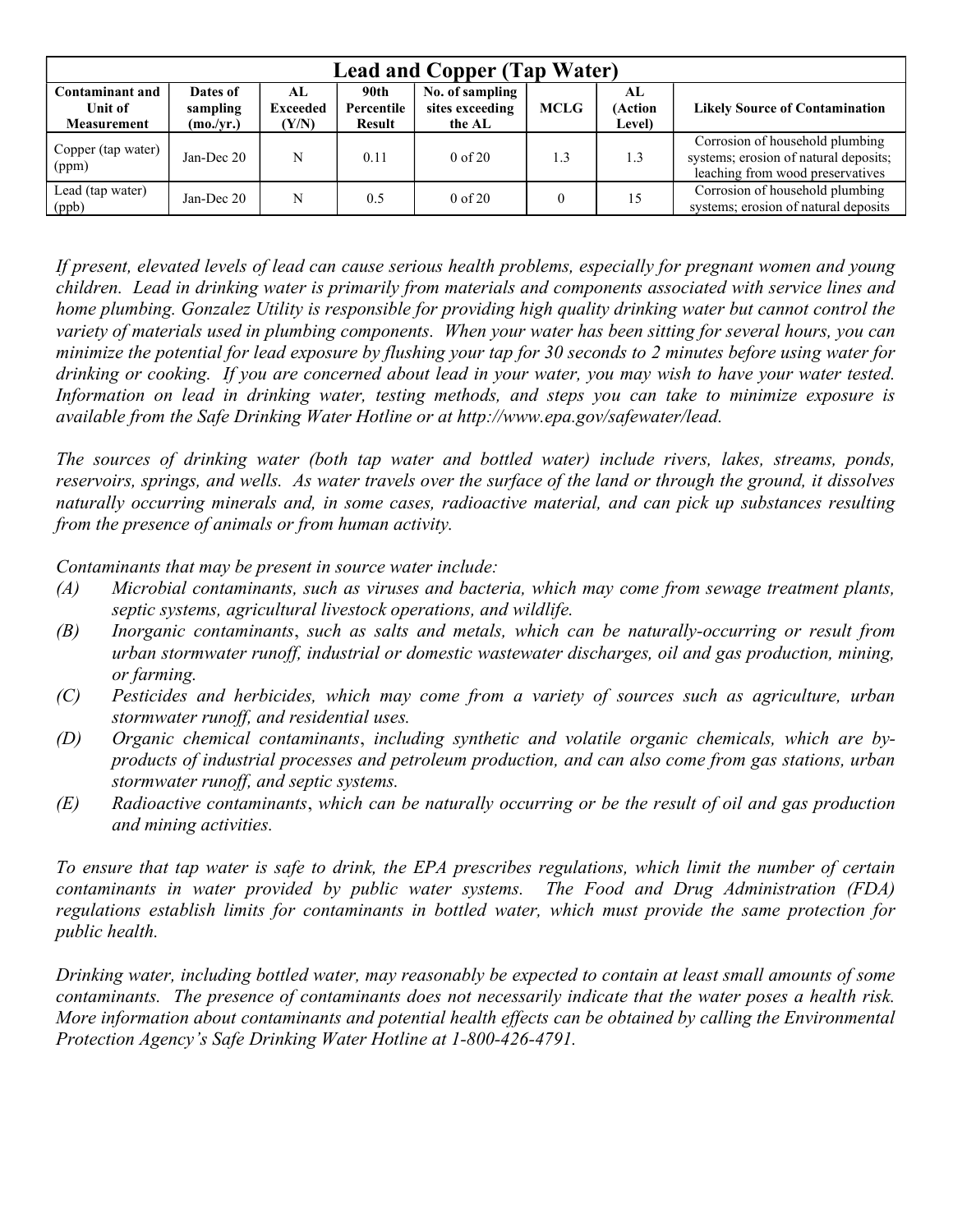| Lead and Copper (Tap Water) | | | | | | | |
|---|---|---|---|---|---|---|---|
| **Contaminant and Unit of Measurement** | **Dates of sampling (mo./yr.)** | **AL Exceeded (Y/N)** | **90th Percentile Result** | **No. of sampling sites exceeding the AL** | **MCLG** | **AL (Action Level)** | **Likely Source of Contamination** |
| Copper (tap water) (ppm) | Jan-Dec 20 | N | 0.11 | 0 of 20 | 1.3 | 1.3 | Corrosion of household plumbing systems; erosion of natural deposits; leaching from wood preservatives |
| Lead (tap water) (ppb) | Jan-Dec 20 | N | 0.5 | 0 of 20 | 0 | 15 | Corrosion of household plumbing systems; erosion of natural deposits |

*If present, elevated levels of lead can cause serious health problems, especially for pregnant women and young children. Lead in drinking water is primarily from materials and components associated with service lines and home plumbing. Gonzalez Utility is responsible for providing high quality drinking water but cannot control the variety of materials used in plumbing components. When your water has been sitting for several hours, you can minimize the potential for lead exposure by flushing your tap for 30 seconds to 2 minutes before using water for drinking or cooking. If you are concerned about lead in your water, you may wish to have your water tested. Information on lead in drinking water, testing methods, and steps you can take to minimize exposure is available from the Safe Drinking Water Hotline or at http://www.epa.gov/safewater/lead.*

*The sources of drinking water (both tap water and bottled water) include rivers, lakes, streams, ponds, reservoirs, springs, and wells. As water travels over the surface of the land or through the ground, it dissolves naturally occurring minerals and, in some cases, radioactive material, and can pick up substances resulting from the presence of animals or from human activity.*

*Contaminants that may be present in source water include:*

- *(A) Microbial contaminants, such as viruses and bacteria, which may come from sewage treatment plants, septic systems, agricultural livestock operations, and wildlife.*
- *(B) Inorganic contaminants, such as salts and metals, which can be naturally-occurring or result from urban stormwater runoff, industrial or domestic wastewater discharges, oil and gas production, mining, or farming.*
- *(C) Pesticides and herbicides, which may come from a variety of sources such as agriculture, urban stormwater runoff, and residential uses.*
- *(D) Organic chemical contaminants, including synthetic and volatile organic chemicals, which are by-products of industrial processes and petroleum production, and can also come from gas stations, urban stormwater runoff, and septic systems.*
- *(E) Radioactive contaminants, which can be naturally occurring or be the result of oil and gas production and mining activities.*

*To ensure that tap water is safe to drink, the EPA prescribes regulations, which limit the number of certain contaminants in water provided by public water systems. The Food and Drug Administration (FDA) regulations establish limits for contaminants in bottled water, which must provide the same protection for public health.*

*Drinking water, including bottled water, may reasonably be expected to contain at least small amounts of some contaminants. The presence of contaminants does not necessarily indicate that the water poses a health risk. More information about contaminants and potential health effects can be obtained by calling the Environmental Protection Agency's Safe Drinking Water Hotline at 1-800-426-4791.*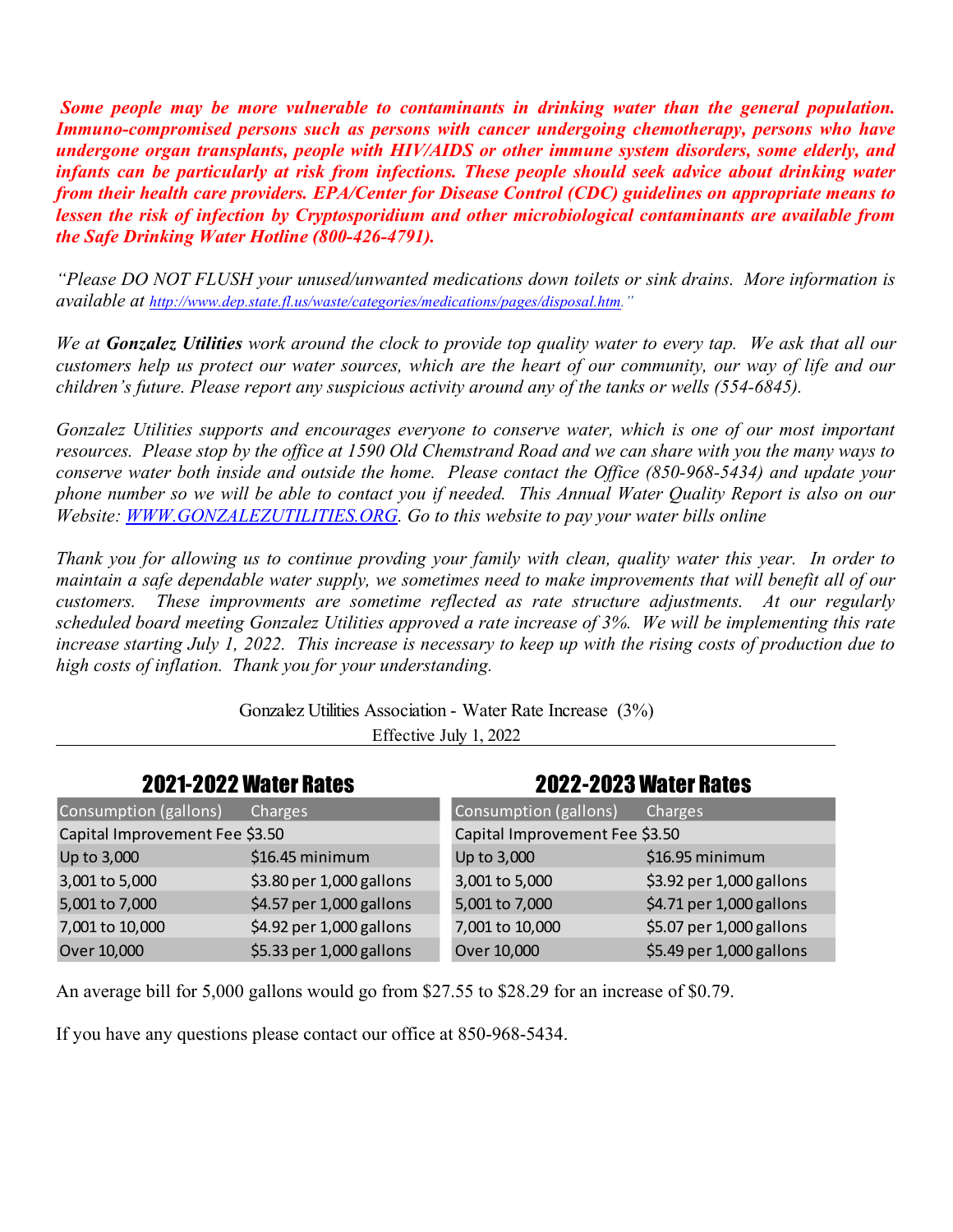***Some people may be more vulnerable to contaminants in drinking water than the general population. Immuno-compromised persons such as persons with cancer undergoing chemotherapy, persons who have undergone organ transplants, people with HIV/AIDS or other immune system disorders, some elderly, and infants can be particularly at risk from infections. These people should seek advice about drinking water from their health care providers. EPA/Center for Disease Control (CDC) guidelines on appropriate means to lessen the risk of infection by Cryptosporidium and other microbiological contaminants are available from the Safe Drinking Water Hotline (800-426-4791).***

*"Please DO NOT FLUSH your unused/unwanted medications down toilets or sink drains. More information is available at [http://www.dep.state.fl.us/waste/categories/medications/pages/disposal.htm](http://www.dep.state.fl.us/waste/categories/medications/pages/disposal.htm)."*

*We at **Gonzalez Utilities** work around the clock to provide top quality water to every tap. We ask that all our customers help us protect our water sources, which are the heart of our community, our way of life and our children's future. Please report any suspicious activity around any of the tanks or wells (554-6845).*

*Gonzalez Utilities supports and encourages everyone to conserve water, which is one of our most important resources. Please stop by the office at 1590 Old Chemstrand Road and we can share with you the many ways to conserve water both inside and outside the home. Please contact the Office (850-968-5434) and update your phone number so we will be able to contact you if needed. This Annual Water Quality Report is also on our Website: [WWW.GONZALEZUTILITIES.ORG](http://WWW.GONZALEZUTILITIES.ORG). Go to this website to pay your water bills online*

*Thank you for allowing us to continue provding your family with clean, quality water this year. In order to maintain a safe dependable water supply, we sometimes need to make improvements that will benefit all of our customers. These improvments are sometime reflected as rate structure adjustments. At our regularly scheduled board meeting Gonzalez Utilities approved a rate increase of 3%. We will be implementing this rate increase starting July 1, 2022. This increase is necessary to keep up with the rising costs of production due to high costs of inflation. Thank you for your understanding.*

Gonzalez Utilities Association - Water Rate Increase (3%)
Effective July 1, 2022

## 2021-2022 Water Rates

| Consumption (gallons) | Charges |
|---|---|
| Capital Improvement Fee $3.50 | |
| Up to 3,000 | $16.45 minimum |
| 3,001 to 5,000 | $3.80 per 1,000 gallons |
| 5,001 to 7,000 | $4.57 per 1,000 gallons |
| 7,001 to 10,000 | $4.92 per 1,000 gallons |
| Over 10,000 | $5.33 per 1,000 gallons |

## 2022-2023 Water Rates

| Consumption (gallons) | Charges |
|---|---|
| Capital Improvement Fee $3.50 | |
| Up to 3,000 | $16.95 minimum |
| 3,001 to 5,000 | $3.92 per 1,000 gallons |
| 5,001 to 7,000 | $4.71 per 1,000 gallons |
| 7,001 to 10,000 | $5.07 per 1,000 gallons |
| Over 10,000 | $5.49 per 1,000 gallons |

An average bill for 5,000 gallons would go from $27.55 to $28.29 for an increase of $0.79.

If you have any questions please contact our office at 850-968-5434.